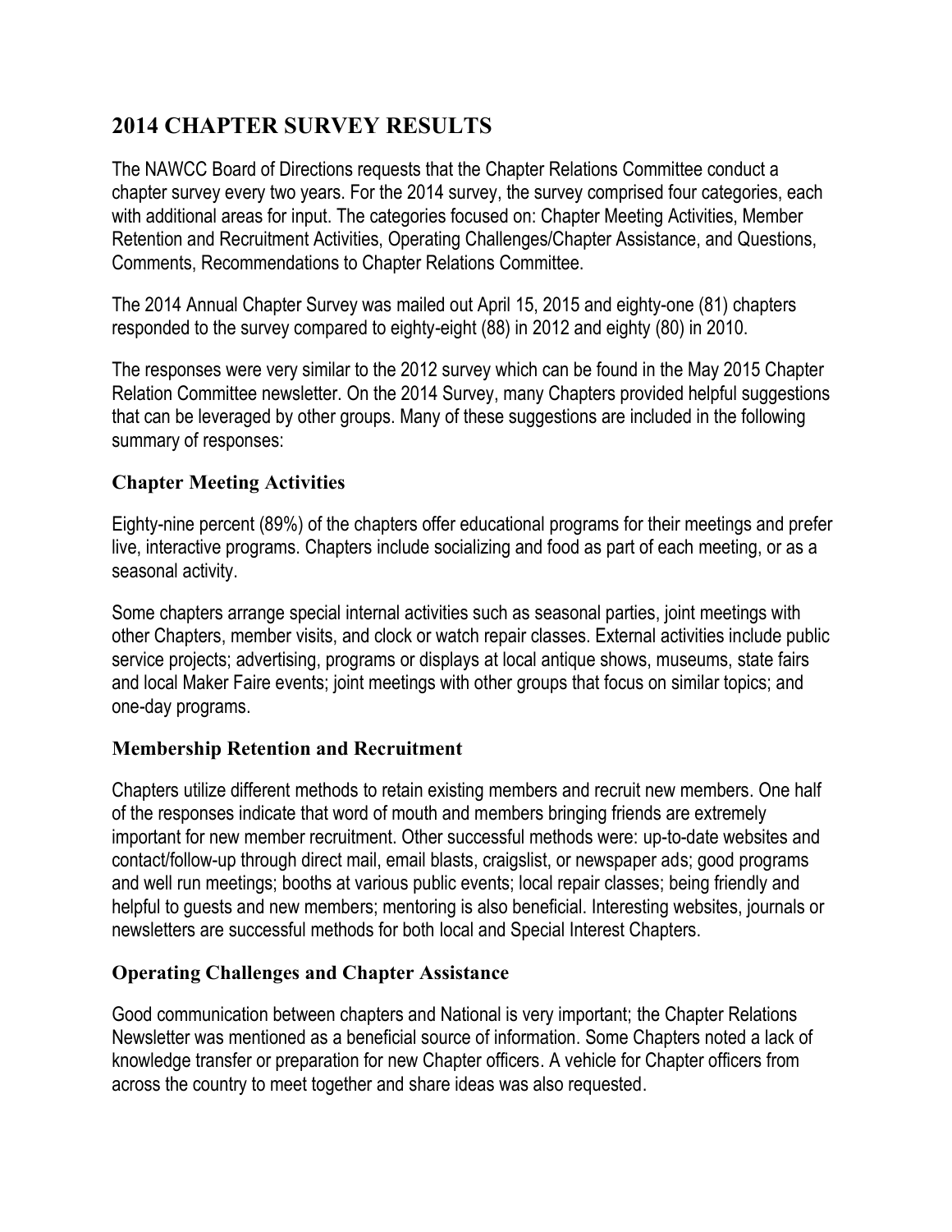# 2014 CHAPTER SURVEY RESULTS

The NAWCC Board of Directions requests that the Chapter Relations Committee conduct a chapter survey every two years. For the 2014 survey, the survey comprised four categories, each with additional areas for input. The categories focused on: Chapter Meeting Activities, Member Retention and Recruitment Activities, Operating Challenges/Chapter Assistance, and Questions, Comments, Recommendations to Chapter Relations Committee.

The 2014 Annual Chapter Survey was mailed out April 15, 2015 and eighty-one (81) chapters responded to the survey compared to eighty-eight (88) in 2012 and eighty (80) in 2010.

The responses were very similar to the 2012 survey which can be found in the May 2015 Chapter Relation Committee newsletter. On the 2014 Survey, many Chapters provided helpful suggestions that can be leveraged by other groups. Many of these suggestions are included in the following summary of responses:

## Chapter Meeting Activities

Eighty-nine percent (89%) of the chapters offer educational programs for their meetings and prefer live, interactive programs. Chapters include socializing and food as part of each meeting, or as a seasonal activity.

Some chapters arrange special internal activities such as seasonal parties, joint meetings with other Chapters, member visits, and clock or watch repair classes. External activities include public service projects; advertising, programs or displays at local antique shows, museums, state fairs and local Maker Faire events; joint meetings with other groups that focus on similar topics; and one-day programs.

## Membership Retention and Recruitment

Chapters utilize different methods to retain existing members and recruit new members. One half of the responses indicate that word of mouth and members bringing friends are extremely important for new member recruitment. Other successful methods were: up-to-date websites and contact/follow-up through direct mail, email blasts, craigslist, or newspaper ads; good programs and well run meetings; booths at various public events; local repair classes; being friendly and helpful to guests and new members; mentoring is also beneficial. Interesting websites, journals or newsletters are successful methods for both local and Special Interest Chapters.

## Operating Challenges and Chapter Assistance

Good communication between chapters and National is very important; the Chapter Relations Newsletter was mentioned as a beneficial source of information. Some Chapters noted a lack of knowledge transfer or preparation for new Chapter officers. A vehicle for Chapter officers from across the country to meet together and share ideas was also requested.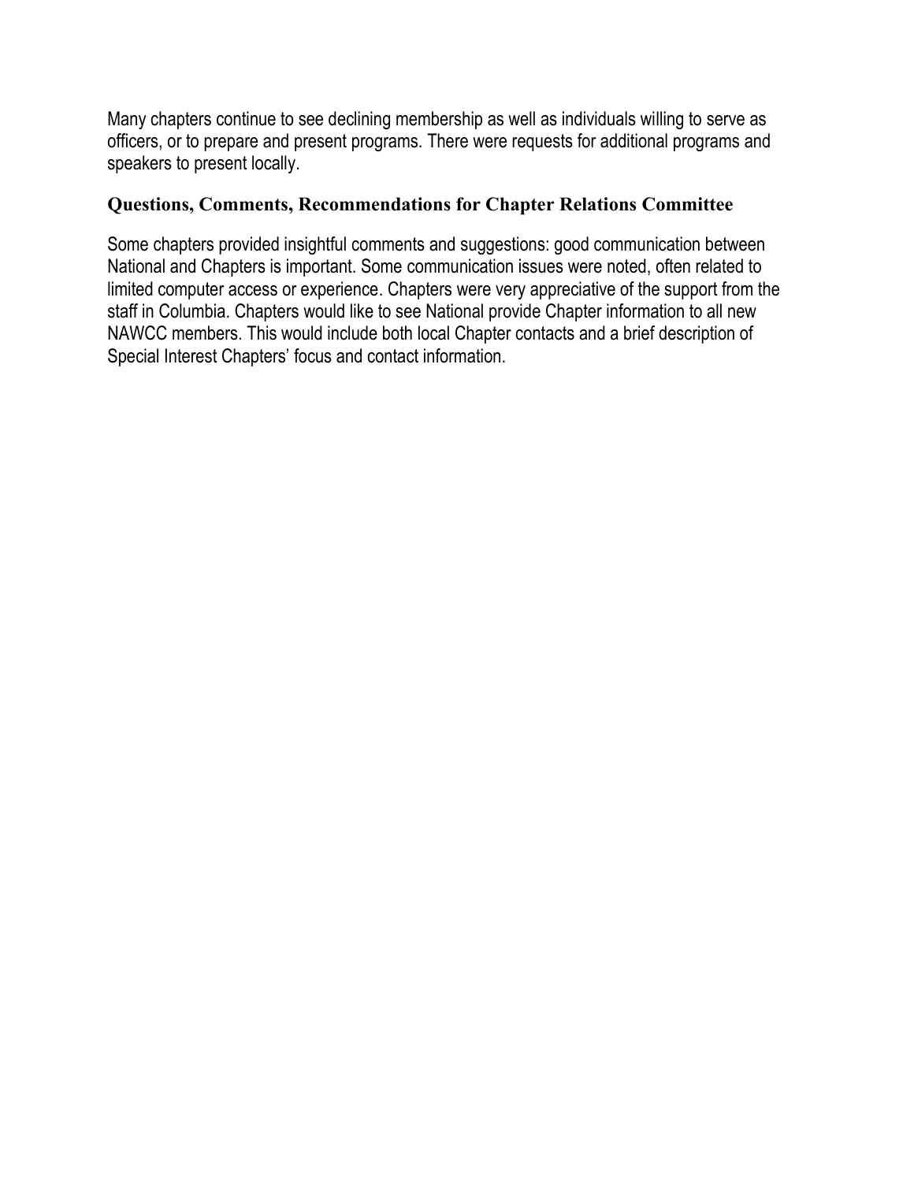Many chapters continue to see declining membership as well as individuals willing to serve as officers, or to prepare and present programs. There were requests for additional programs and speakers to present locally.

### Questions, Comments, Recommendations for Chapter Relations Committee

Some chapters provided insightful comments and suggestions: good communication between National and Chapters is important. Some communication issues were noted, often related to limited computer access or experience. Chapters were very appreciative of the support from the staff in Columbia. Chapters would like to see National provide Chapter information to all new NAWCC members. This would include both local Chapter contacts and a brief description of Special Interest Chapters' focus and contact information.